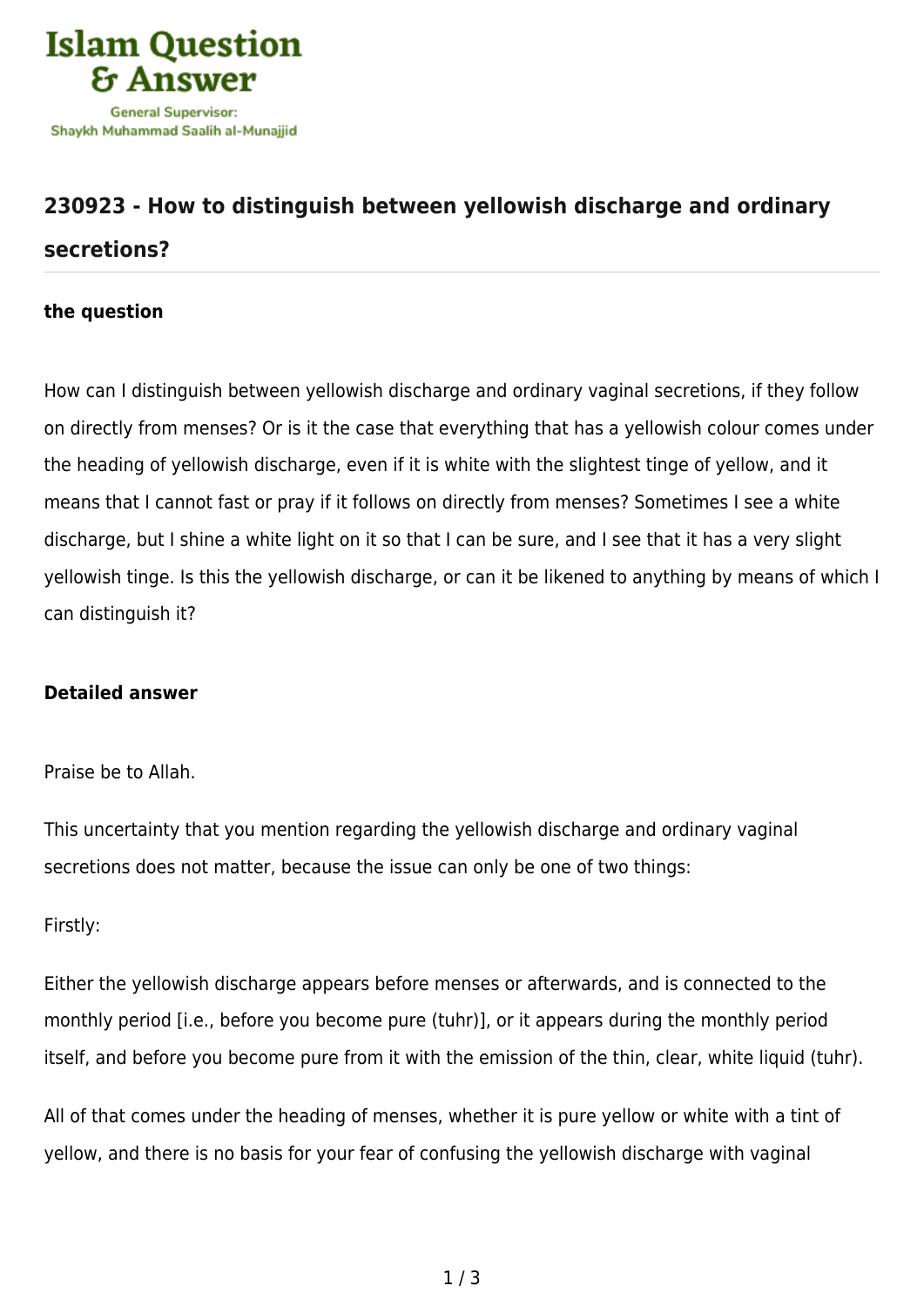# 230923 - How to distinguish between yellowish discharge and ordinary secretions?

### the question

How can I distinguish between yellowish discharge and ordinary vaginal secretions, if they follow on directly from menses? Or is it the case that everything that has a yellowish colour comes under the heading of yellowish discharge, even if it is white with the slightest tinge of yellow, and it means that I cannot fast or pray if it follows on directly from menses? Sometimes I see a white discharge, but I shine a white light on it so that I can be sure, and I see that it has a very slight yellowish tinge. Is this the yellowish discharge, or can it be likened to anything by means of which I can distinguish it?

### Detailed answer

Praise be to Allah.

This uncertainty that you mention regarding the yellowish discharge and ordinary vaginal secretions does not matter, because the issue can only be one of two things:

Firstly:

Either the yellowish discharge appears before menses or afterwards, and is connected to the monthly period [i.e., before you become pure (tuhr)], or it appears during the monthly period itself, and before you become pure from it with the emission of the thin, clear, white liquid (tuhr).

All of that comes under the heading of menses, whether it is pure yellow or white with a tint of yellow, and there is no basis for your fear of confusing the yellowish discharge with vaginal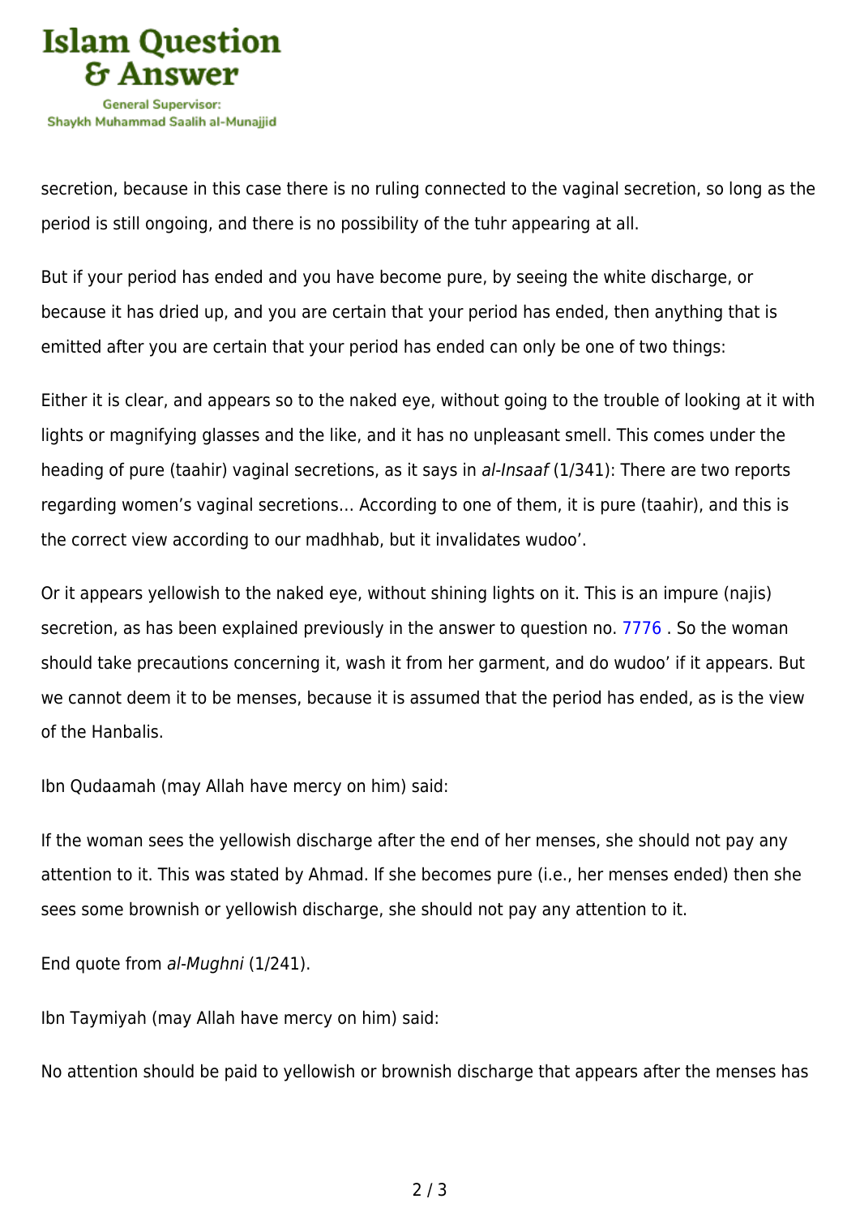secretion, because in this case there is no ruling connected to the vaginal secretion, so long as the period is still ongoing, and there is no possibility of the tuhr appearing at all.

But if your period has ended and you have become pure, by seeing the white discharge, or because it has dried up, and you are certain that your period has ended, then anything that is emitted after you are certain that your period has ended can only be one of two things:

Either it is clear, and appears so to the naked eye, without going to the trouble of looking at it with lights or magnifying glasses and the like, and it has no unpleasant smell. This comes under the heading of pure (taahir) vaginal secretions, as it says in *al-Insaaf* (1/341): There are two reports regarding women's vaginal secretions… According to one of them, it is pure (taahir), and this is the correct view according to our madhhab, but it invalidates wudoo'.

Or it appears yellowish to the naked eye, without shining lights on it. This is an impure (najis) secretion, as has been explained previously in the answer to question no. 7776 . So the woman should take precautions concerning it, wash it from her garment, and do wudoo' if it appears. But we cannot deem it to be menses, because it is assumed that the period has ended, as is the view of the Hanbalis.

Ibn Qudaamah (may Allah have mercy on him) said:

If the woman sees the yellowish discharge after the end of her menses, she should not pay any attention to it. This was stated by Ahmad. If she becomes pure (i.e., her menses ended) then she sees some brownish or yellowish discharge, she should not pay any attention to it.

End quote from *al-Mughni* (1/241).

Ibn Taymiyah (may Allah have mercy on him) said:

No attention should be paid to yellowish or brownish discharge that appears after the menses has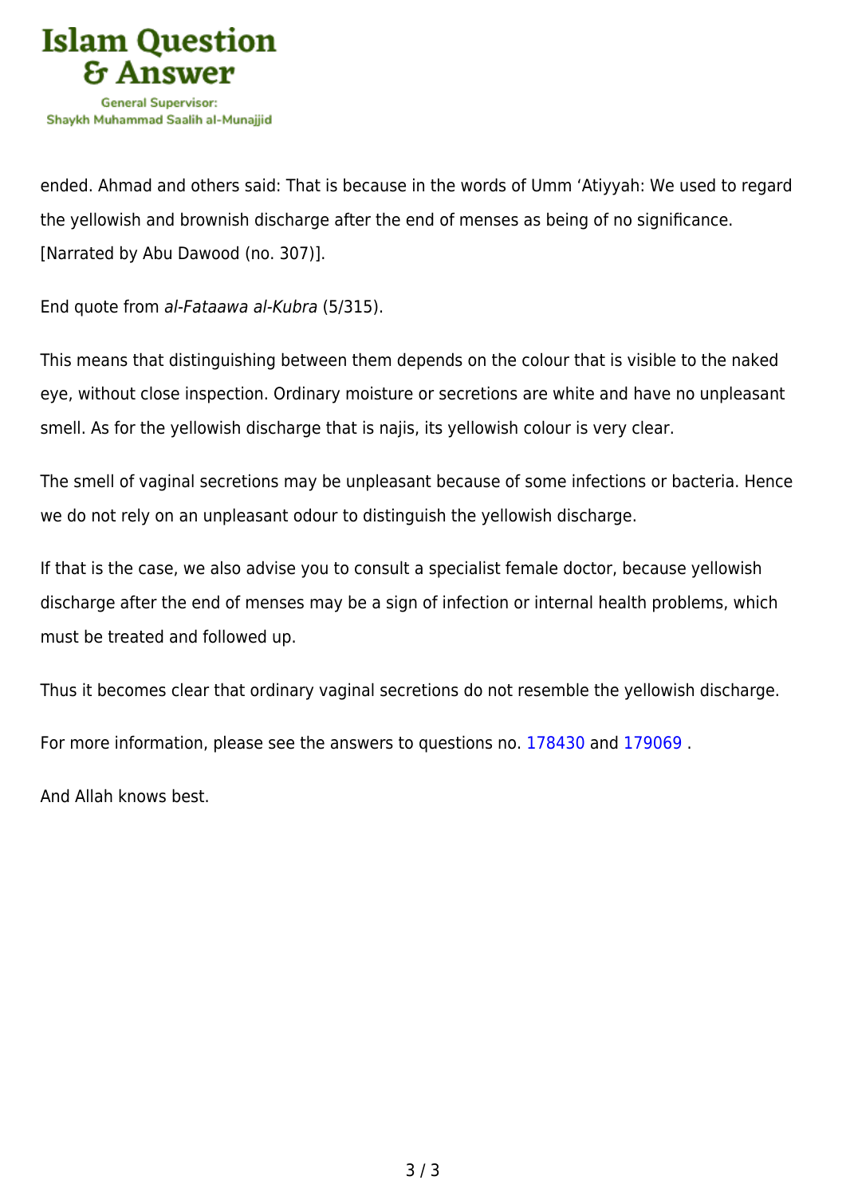ended. Ahmad and others said: That is because in the words of Umm 'Atiyyah: We used to regard the yellowish and brownish discharge after the end of menses as being of no significance. [Narrated by Abu Dawood (no. 307)].

End quote from *al-Fataawa al-Kubra* (5/315).

This means that distinguishing between them depends on the colour that is visible to the naked eye, without close inspection. Ordinary moisture or secretions are white and have no unpleasant smell. As for the yellowish discharge that is najis, its yellowish colour is very clear.

The smell of vaginal secretions may be unpleasant because of some infections or bacteria. Hence we do not rely on an unpleasant odour to distinguish the yellowish discharge.

If that is the case, we also advise you to consult a specialist female doctor, because yellowish discharge after the end of menses may be a sign of infection or internal health problems, which must be treated and followed up.

Thus it becomes clear that ordinary vaginal secretions do not resemble the yellowish discharge.

For more information, please see the answers to questions no. 178430 and 179069 .

And Allah knows best.